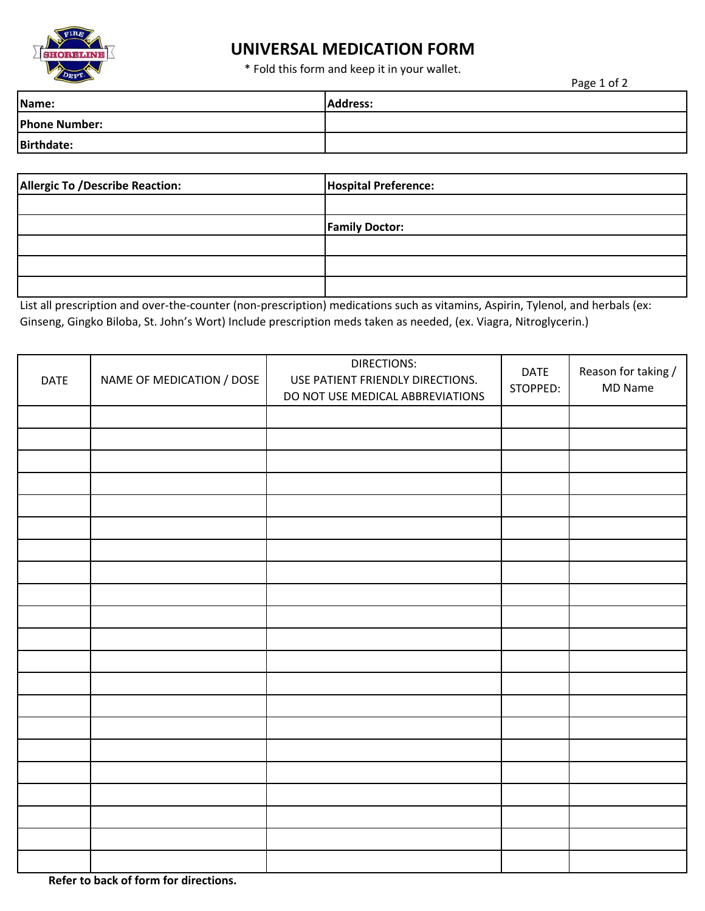# UNIVERSAL MEDICATION FORM

* Fold this form and keep it in your wallet.

| **Name:** | **Address:** |
|---|---|
| **Phone Number:** | |
| **Birthdate:** | |

| **Allergic To /Describe Reaction:** | **Hospital Preference:** |
|---|---|
| | |
| | **Family Doctor:** |
| | |
| | |
| | |

List all prescription and over-the-counter (non-prescription) medications such as vitamins, Aspirin, Tylenol, and herbals (ex: Ginseng, Gingko Biloba, St. John's Wort) Include prescription meds taken as needed, (ex. Viagra, Nitroglycerin.)

| DATE | NAME OF MEDICATION / DOSE | DIRECTIONS: USE PATIENT FRIENDLY DIRECTIONS. DO NOT USE MEDICAL ABBREVIATIONS | DATE STOPPED: | Reason for taking / MD Name |
|---|---|---|---|---|
| | | | | |
| | | | | |
| | | | | |
| | | | | |
| | | | | |
| | | | | |
| | | | | |
| | | | | |
| | | | | |
| | | | | |
| | | | | |
| | | | | |
| | | | | |
| | | | | |
| | | | | |
| | | | | |
| | | | | |
| | | | | |
| | | | | |
| | | | | |
| | | | | |

**Refer to back of form for directions.**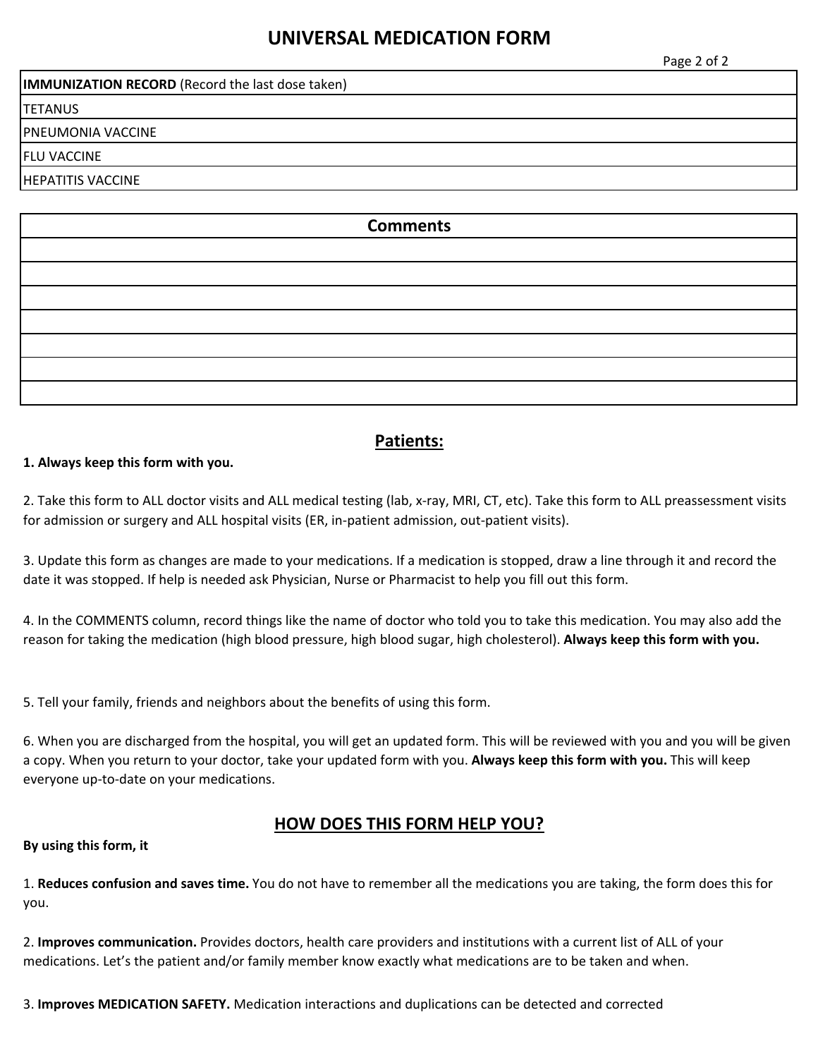# UNIVERSAL MEDICATION FORM

| **IMMUNIZATION RECORD** (Record the last dose taken) |
| --- |
| TETANUS |
| PNEUMONIA VACCINE |
| FLU VACCINE |
| HEPATITIS VACCINE |

| Comments |
| --- |
| |
| |
| |
| |
| |
| |
| |

## Patients:

**1. Always keep this form with you.**

2. Take this form to ALL doctor visits and ALL medical testing (lab, x-ray, MRI, CT, etc). Take this form to ALL preassessment visits for admission or surgery and ALL hospital visits (ER, in-patient admission, out-patient visits).

3. Update this form as changes are made to your medications. If a medication is stopped, draw a line through it and record the date it was stopped. If help is needed ask Physician, Nurse or Pharmacist to help you fill out this form.

4. In the COMMENTS column, record things like the name of doctor who told you to take this medication. You may also add the reason for taking the medication (high blood pressure, high blood sugar, high cholesterol). **Always keep this form with you.**

5. Tell your family, friends and neighbors about the benefits of using this form.

6. When you are discharged from the hospital, you will get an updated form. This will be reviewed with you and you will be given a copy. When you return to your doctor, take your updated form with you. **Always keep this form with you.** This will keep everyone up-to-date on your medications.

## HOW DOES THIS FORM HELP YOU?

**By using this form, it**

1. **Reduces confusion and saves time.** You do not have to remember all the medications you are taking, the form does this for you.

2. **Improves communication.** Provides doctors, health care providers and institutions with a current list of ALL of your medications. Let's the patient and/or family member know exactly what medications are to be taken and when.

3. **Improves MEDICATION SAFETY.** Medication interactions and duplications can be detected and corrected